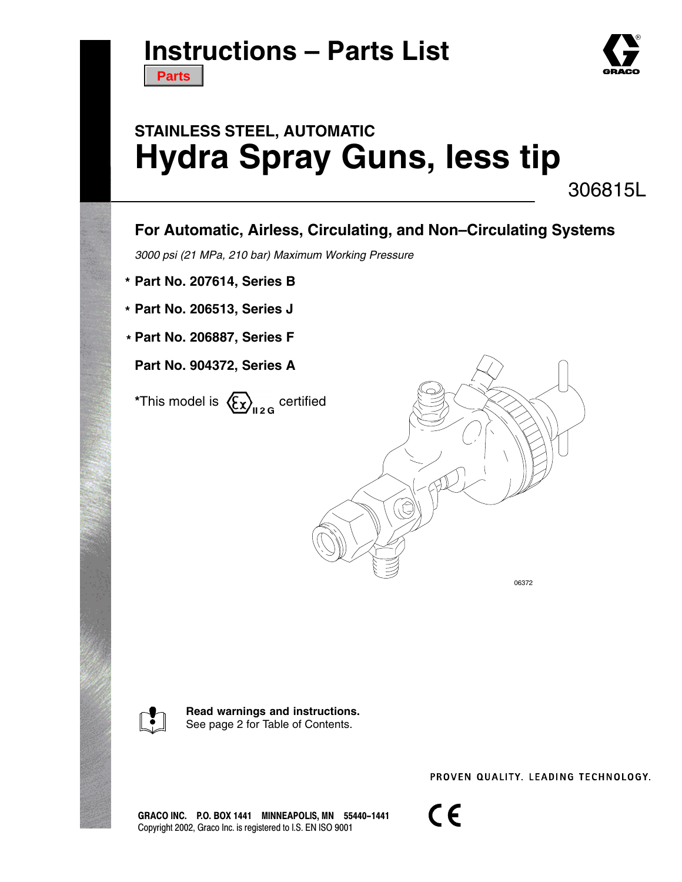# Instructions – Parts List

Parts

## STAINLESS STEEL, AUTOMATIC

# Hydra Spray Guns, less tip

306815L

### For Automatic, Airless, Circulating, and Non–Circulating Systems

*3000 psi (21 MPa, 210 bar) Maximum Working Pressure*

- * **Part No. 207614, Series B**
- * **Part No. 206513, Series J**
- * **Part No. 206887, Series F**
- **Part No. 904372, Series A**

*This model is Ex II 2 G certified

06372

**Read warnings and instructions.**
See page 2 for Table of Contents.

PROVEN QUALITY. LEADING TECHNOLOGY.

GRACO INC. P.O. BOX 1441 MINNEAPOLIS, MN 55440–1441
Copyright 2002, Graco Inc. is registered to I.S. EN ISO 9001

CE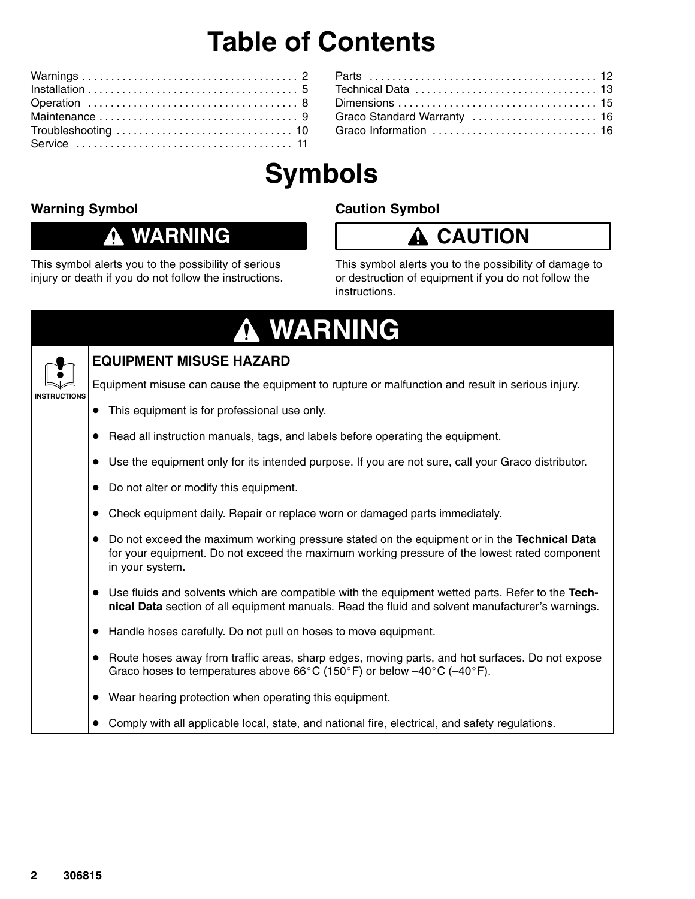# Table of Contents

Warnings . . . . . . . . . . . . . . . . . . . . . . . . . . . . . . . . . . . . . 2
Installation . . . . . . . . . . . . . . . . . . . . . . . . . . . . . . . . . . . . 5
Operation . . . . . . . . . . . . . . . . . . . . . . . . . . . . . . . . . . . . 8
Maintenance . . . . . . . . . . . . . . . . . . . . . . . . . . . . . . . . . . 9
Troubleshooting . . . . . . . . . . . . . . . . . . . . . . . . . . . . . . 10
Service . . . . . . . . . . . . . . . . . . . . . . . . . . . . . . . . . . . . . 11
Parts . . . . . . . . . . . . . . . . . . . . . . . . . . . . . . . . . . . . . . . 12
Technical Data . . . . . . . . . . . . . . . . . . . . . . . . . . . . . . . 13
Dimensions . . . . . . . . . . . . . . . . . . . . . . . . . . . . . . . . . . 15
Graco Standard Warranty . . . . . . . . . . . . . . . . . . . . . 16
Graco Information . . . . . . . . . . . . . . . . . . . . . . . . . . . . 16

# Symbols

### Warning Symbol

**⚠ WARNING**

This symbol alerts you to the possibility of serious injury or death if you do not follow the instructions.

### Caution Symbol

**⚠ CAUTION**

This symbol alerts you to the possibility of damage to or destruction of equipment if you do not follow the instructions.

## ⚠ WARNING

INSTRUCTIONS

### EQUIPMENT MISUSE HAZARD

Equipment misuse can cause the equipment to rupture or malfunction and result in serious injury.

- This equipment is for professional use only.
- Read all instruction manuals, tags, and labels before operating the equipment.
- Use the equipment only for its intended purpose. If you are not sure, call your Graco distributor.
- Do not alter or modify this equipment.
- Check equipment daily. Repair or replace worn or damaged parts immediately.
- Do not exceed the maximum working pressure stated on the equipment or in the **Technical Data** for your equipment. Do not exceed the maximum working pressure of the lowest rated component in your system.
- Use fluids and solvents which are compatible with the equipment wetted parts. Refer to the **Technical Data** section of all equipment manuals. Read the fluid and solvent manufacturer's warnings.
- Handle hoses carefully. Do not pull on hoses to move equipment.
- Route hoses away from traffic areas, sharp edges, moving parts, and hot surfaces. Do not expose Graco hoses to temperatures above 66°C (150°F) or below –40°C (–40°F).
- Wear hearing protection when operating this equipment.
- Comply with all applicable local, state, and national fire, electrical, and safety regulations.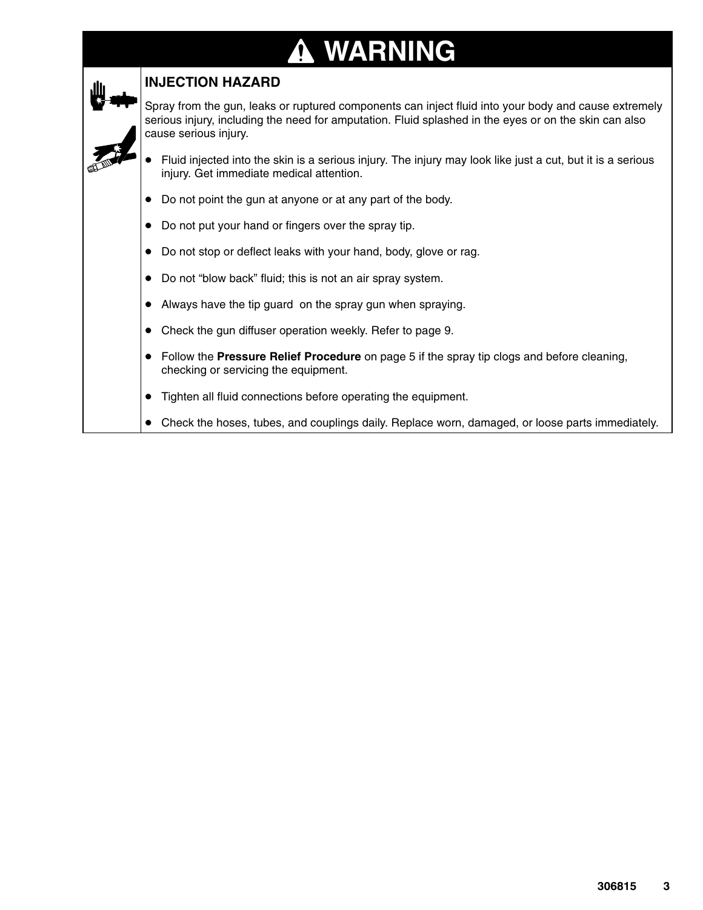# WARNING

## INJECTION HAZARD

Spray from the gun, leaks or ruptured components can inject fluid into your body and cause extremely serious injury, including the need for amputation. Fluid splashed in the eyes or on the skin can also cause serious injury.

- Fluid injected into the skin is a serious injury. The injury may look like just a cut, but it is a serious injury. Get immediate medical attention.
- Do not point the gun at anyone or at any part of the body.
- Do not put your hand or fingers over the spray tip.
- Do not stop or deflect leaks with your hand, body, glove or rag.
- Do not "blow back" fluid; this is not an air spray system.
- Always have the tip guard on the spray gun when spraying.
- Check the gun diffuser operation weekly. Refer to page 9.
- Follow the **Pressure Relief Procedure** on page 5 if the spray tip clogs and before cleaning, checking or servicing the equipment.
- Tighten all fluid connections before operating the equipment.
- Check the hoses, tubes, and couplings daily. Replace worn, damaged, or loose parts immediately.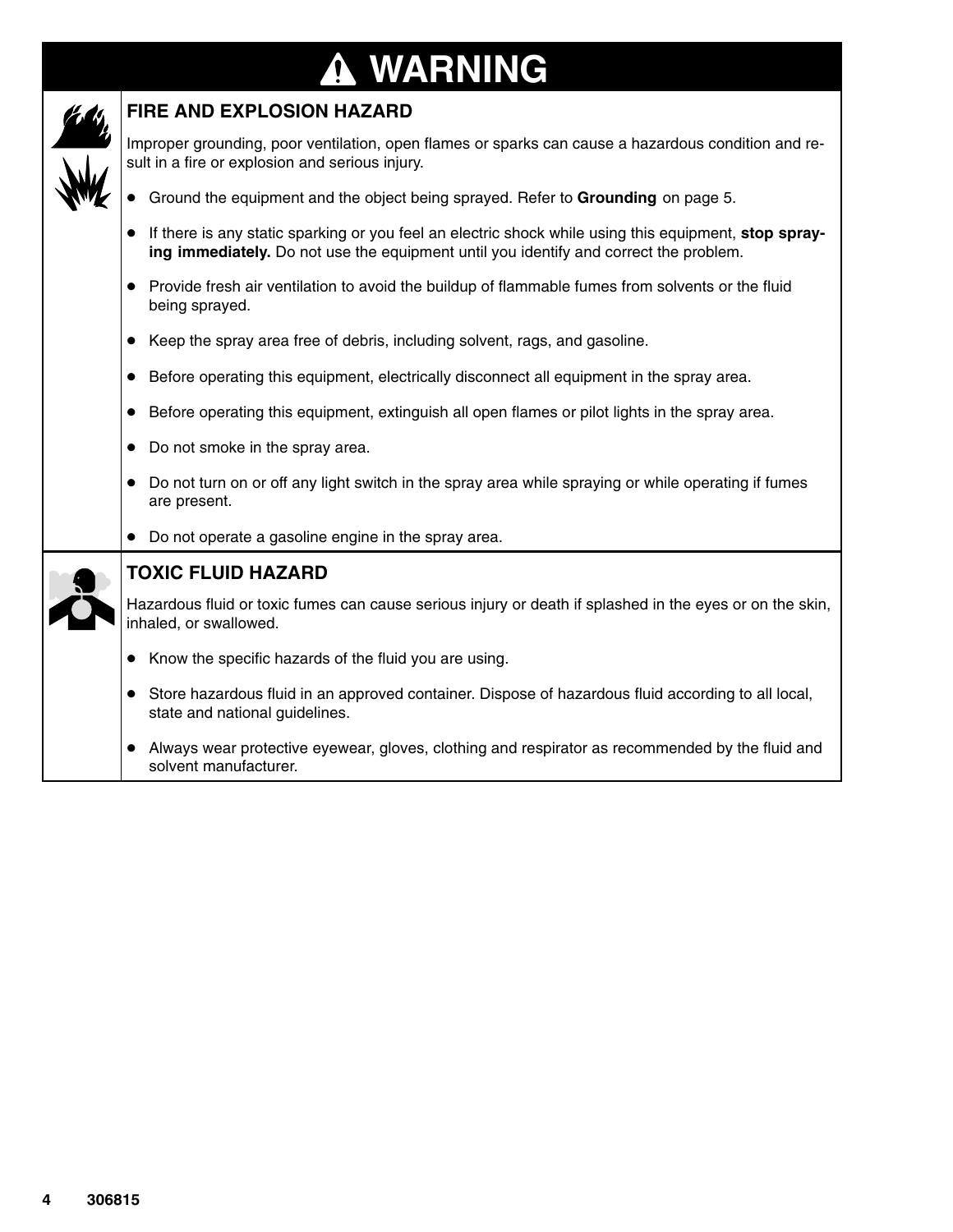# ⚠ WARNING

## FIRE AND EXPLOSION HAZARD

Improper grounding, poor ventilation, open flames or sparks can cause a hazardous condition and result in a fire or explosion and serious injury.

- Ground the equipment and the object being sprayed. Refer to **Grounding** on page 5.
- If there is any static sparking or you feel an electric shock while using this equipment, **stop spraying immediately.** Do not use the equipment until you identify and correct the problem.
- Provide fresh air ventilation to avoid the buildup of flammable fumes from solvents or the fluid being sprayed.
- Keep the spray area free of debris, including solvent, rags, and gasoline.
- Before operating this equipment, electrically disconnect all equipment in the spray area.
- Before operating this equipment, extinguish all open flames or pilot lights in the spray area.
- Do not smoke in the spray area.
- Do not turn on or off any light switch in the spray area while spraying or while operating if fumes are present.
- Do not operate a gasoline engine in the spray area.

## TOXIC FLUID HAZARD

Hazardous fluid or toxic fumes can cause serious injury or death if splashed in the eyes or on the skin, inhaled, or swallowed.

- Know the specific hazards of the fluid you are using.
- Store hazardous fluid in an approved container. Dispose of hazardous fluid according to all local, state and national guidelines.
- Always wear protective eyewear, gloves, clothing and respirator as recommended by the fluid and solvent manufacturer.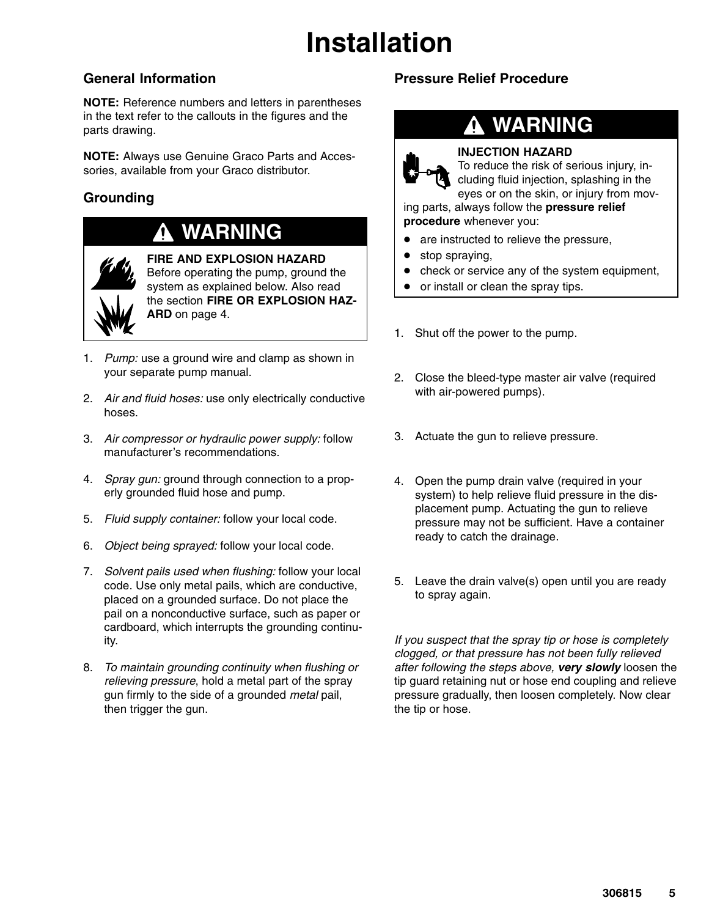# Installation

## General Information

**NOTE:** Reference numbers and letters in parentheses in the text refer to the callouts in the figures and the parts drawing.

**NOTE:** Always use Genuine Graco Parts and Accessories, available from your Graco distributor.

## Grounding

> **WARNING**
>
> **FIRE AND EXPLOSION HAZARD**
> Before operating the pump, ground the system as explained below. Also read the section **FIRE OR EXPLOSION HAZARD** on page 4.

1. *Pump:* use a ground wire and clamp as shown in your separate pump manual.
2. *Air and fluid hoses:* use only electrically conductive hoses.
3. *Air compressor or hydraulic power supply:* follow manufacturer's recommendations.
4. *Spray gun:* ground through connection to a properly grounded fluid hose and pump.
5. *Fluid supply container:* follow your local code.
6. *Object being sprayed:* follow your local code.
7. *Solvent pails used when flushing:* follow your local code. Use only metal pails, which are conductive, placed on a grounded surface. Do not place the pail on a nonconductive surface, such as paper or cardboard, which interrupts the grounding continuity.
8. *To maintain grounding continuity when flushing or relieving pressure*, hold a metal part of the spray gun firmly to the side of a grounded *metal* pail, then trigger the gun.

## Pressure Relief Procedure

> **WARNING**
>
> **INJECTION HAZARD**
> To reduce the risk of serious injury, including fluid injection, splashing in the eyes or on the skin, or injury from moving parts, always follow the **pressure relief procedure** whenever you:
>
> - are instructed to relieve the pressure,
> - stop spraying,
> - check or service any of the system equipment,
> - or install or clean the spray tips.

1. Shut off the power to the pump.
2. Close the bleed-type master air valve (required with air-powered pumps).
3. Actuate the gun to relieve pressure.
4. Open the pump drain valve (required in your system) to help relieve fluid pressure in the displacement pump. Actuating the gun to relieve pressure may not be sufficient. Have a container ready to catch the drainage.
5. Leave the drain valve(s) open until you are ready to spray again.

*If you suspect that the spray tip or hose is completely clogged, or that pressure has not been fully relieved after following the steps above,* ***very slowly*** loosen the tip guard retaining nut or hose end coupling and relieve pressure gradually, then loosen completely. Now clear the tip or hose.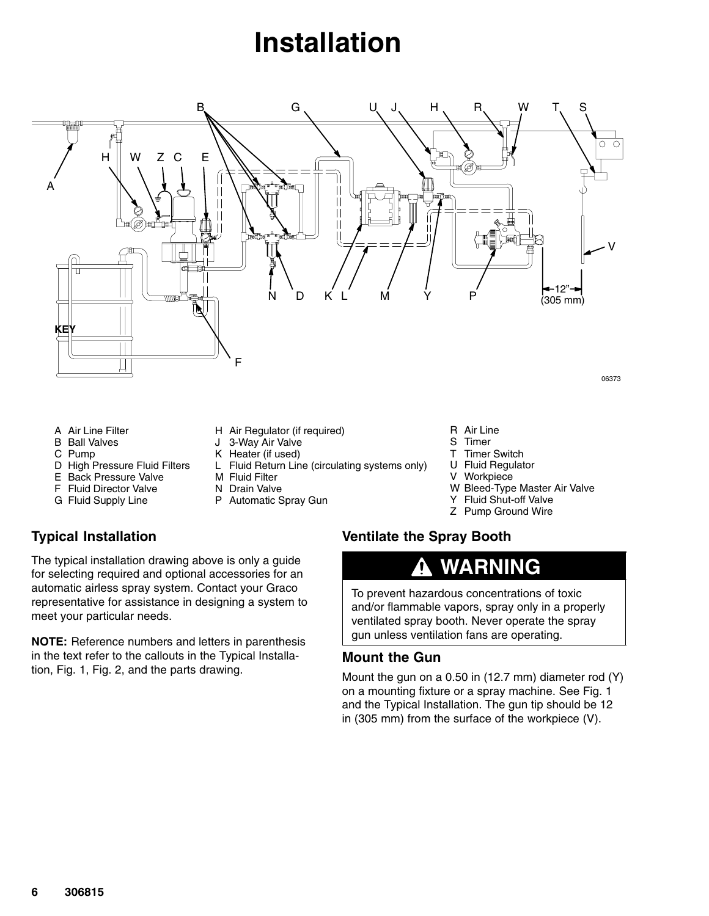# Installation

KEY

A Air Line Filter
B Ball Valves
C Pump
D High Pressure Fluid Filters
E Back Pressure Valve
F Fluid Director Valve
G Fluid Supply Line
H Air Regulator (if required)
J 3-Way Air Valve
K Heater (if used)
L Fluid Return Line (circulating systems only)
M Fluid Filter
N Drain Valve
P Automatic Spray Gun
R Air Line
S Timer
T Timer Switch
U Fluid Regulator
V Workpiece
W Bleed-Type Master Air Valve
Y Fluid Shut-off Valve
Z Pump Ground Wire

## Typical Installation

The typical installation drawing above is only a guide for selecting required and optional accessories for an automatic airless spray system. Contact your Graco representative for assistance in designing a system to meet your particular needs.

**NOTE:** Reference numbers and letters in parenthesis in the text refer to the callouts in the Typical Installation, Fig. 1, Fig. 2, and the parts drawing.

## Ventilate the Spray Booth

**WARNING**

To prevent hazardous concentrations of toxic and/or flammable vapors, spray only in a properly ventilated spray booth. Never operate the spray gun unless ventilation fans are operating.

## Mount the Gun

Mount the gun on a 0.50 in (12.7 mm) diameter rod (Y) on a mounting fixture or a spray machine. See Fig. 1 and the Typical Installation. The gun tip should be 12 in (305 mm) from the surface of the workpiece (V).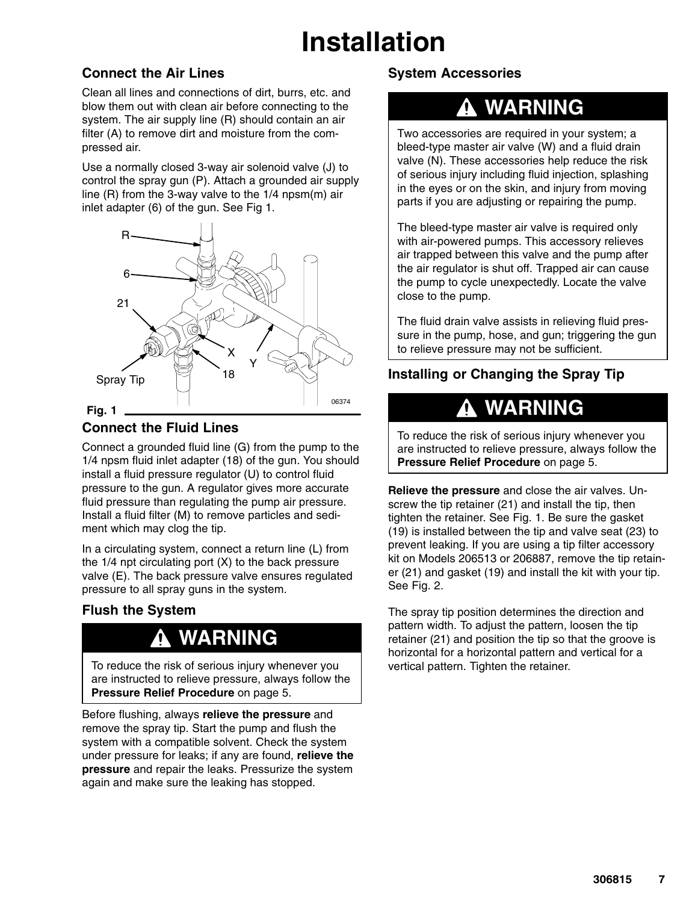# Installation

## Connect the Air Lines

Clean all lines and connections of dirt, burrs, etc. and blow them out with clean air before connecting to the system. The air supply line (R) should contain an air filter (A) to remove dirt and moisture from the compressed air.

Use a normally closed 3-way air solenoid valve (J) to control the spray gun (P). Attach a grounded air supply line (R) from the 3-way valve to the 1/4 npsm(m) air inlet adapter (6) of the gun. See Fig 1.

Fig. 1

## Connect the Fluid Lines

Connect a grounded fluid line (G) from the pump to the 1/4 npsm fluid inlet adapter (18) of the gun. You should install a fluid pressure regulator (U) to control fluid pressure to the gun. A regulator gives more accurate fluid pressure than regulating the pump air pressure. Install a fluid filter (M) to remove particles and sediment which may clog the tip.

In a circulating system, connect a return line (L) from the 1/4 npt circulating port (X) to the back pressure valve (E). The back pressure valve ensures regulated pressure to all spray guns in the system.

## Flush the System

**WARNING**

To reduce the risk of serious injury whenever you are instructed to relieve pressure, always follow the **Pressure Relief Procedure** on page 5.

Before flushing, always **relieve the pressure** and remove the spray tip. Start the pump and flush the system with a compatible solvent. Check the system under pressure for leaks; if any are found, **relieve the pressure** and repair the leaks. Pressurize the system again and make sure the leaking has stopped.

## System Accessories

**WARNING**

Two accessories are required in your system; a bleed-type master air valve (W) and a fluid drain valve (N). These accessories help reduce the risk of serious injury including fluid injection, splashing in the eyes or on the skin, and injury from moving parts if you are adjusting or repairing the pump.

The bleed-type master air valve is required only with air-powered pumps. This accessory relieves air trapped between this valve and the pump after the air regulator is shut off. Trapped air can cause the pump to cycle unexpectedly. Locate the valve close to the pump.

The fluid drain valve assists in relieving fluid pressure in the pump, hose, and gun; triggering the gun to relieve pressure may not be sufficient.

## Installing or Changing the Spray Tip

**WARNING**

To reduce the risk of serious injury whenever you are instructed to relieve pressure, always follow the **Pressure Relief Procedure** on page 5.

**Relieve the pressure** and close the air valves. Unscrew the tip retainer (21) and install the tip, then tighten the retainer. See Fig. 1. Be sure the gasket (19) is installed between the tip and valve seat (23) to prevent leaking. If you are using a tip filter accessory kit on Models 206513 or 206887, remove the tip retainer (21) and gasket (19) and install the kit with your tip. See Fig. 2.

The spray tip position determines the direction and pattern width. To adjust the pattern, loosen the tip retainer (21) and position the tip so that the groove is horizontal for a horizontal pattern and vertical for a vertical pattern. Tighten the retainer.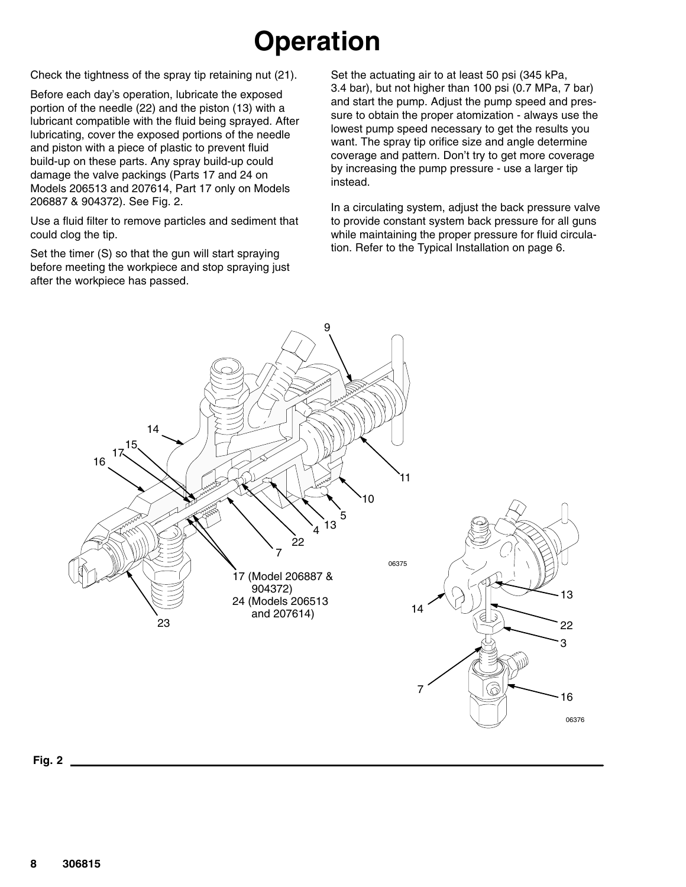# Operation

Check the tightness of the spray tip retaining nut (21).

Before each day's operation, lubricate the exposed portion of the needle (22) and the piston (13) with a lubricant compatible with the fluid being sprayed. After lubricating, cover the exposed portions of the needle and piston with a piece of plastic to prevent fluid build-up on these parts. Any spray build-up could damage the valve packings (Parts 17 and 24 on Models 206513 and 207614, Part 17 only on Models 206887 & 904372). See Fig. 2.

Use a fluid filter to remove particles and sediment that could clog the tip.

Set the timer (S) so that the gun will start spraying before meeting the workpiece and stop spraying just after the workpiece has passed.

Set the actuating air to at least 50 psi (345 kPa, 3.4 bar), but not higher than 100 psi (0.7 MPa, 7 bar) and start the pump. Adjust the pump speed and pressure to obtain the proper atomization - always use the lowest pump speed necessary to get the results you want. The spray tip orifice size and angle determine coverage and pattern. Don't try to get more coverage by increasing the pump pressure - use a larger tip instead.

In a circulating system, adjust the back pressure valve to provide constant system back pressure for all guns while maintaining the proper pressure for fluid circulation. Refer to the Typical Installation on page 6.

Fig. 2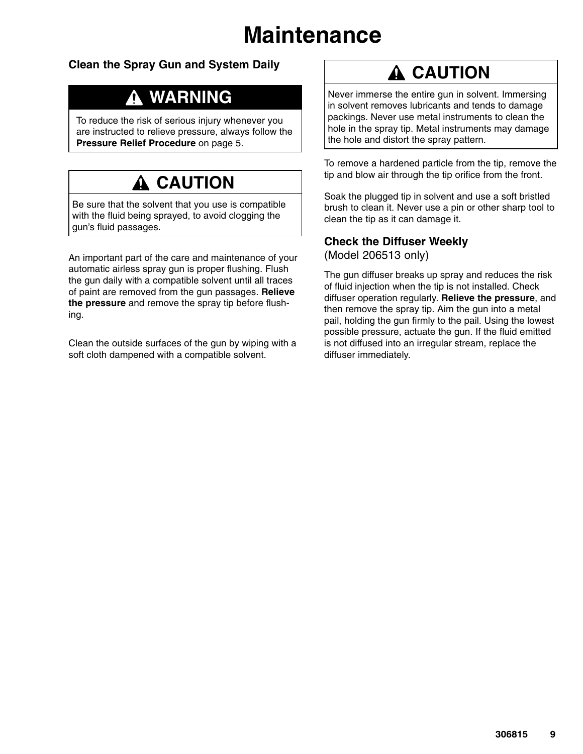# Maintenance

## Clean the Spray Gun and System Daily

**WARNING**

To reduce the risk of serious injury whenever you are instructed to relieve pressure, always follow the **Pressure Relief Procedure** on page 5.

**CAUTION**

Be sure that the solvent that you use is compatible with the fluid being sprayed, to avoid clogging the gun's fluid passages.

An important part of the care and maintenance of your automatic airless spray gun is proper flushing. Flush the gun daily with a compatible solvent until all traces of paint are removed from the gun passages. **Relieve the pressure** and remove the spray tip before flushing.

Clean the outside surfaces of the gun by wiping with a soft cloth dampened with a compatible solvent.

**CAUTION**

Never immerse the entire gun in solvent. Immersing in solvent removes lubricants and tends to damage packings. Never use metal instruments to clean the hole in the spray tip. Metal instruments may damage the hole and distort the spray pattern.

To remove a hardened particle from the tip, remove the tip and blow air through the tip orifice from the front.

Soak the plugged tip in solvent and use a soft bristled brush to clean it. Never use a pin or other sharp tool to clean the tip as it can damage it.

## Check the Diffuser Weekly

(Model 206513 only)

The gun diffuser breaks up spray and reduces the risk of fluid injection when the tip is not installed. Check diffuser operation regularly. **Relieve the pressure**, and then remove the spray tip. Aim the gun into a metal pail, holding the gun firmly to the pail. Using the lowest possible pressure, actuate the gun. If the fluid emitted is not diffused into an irregular stream, replace the diffuser immediately.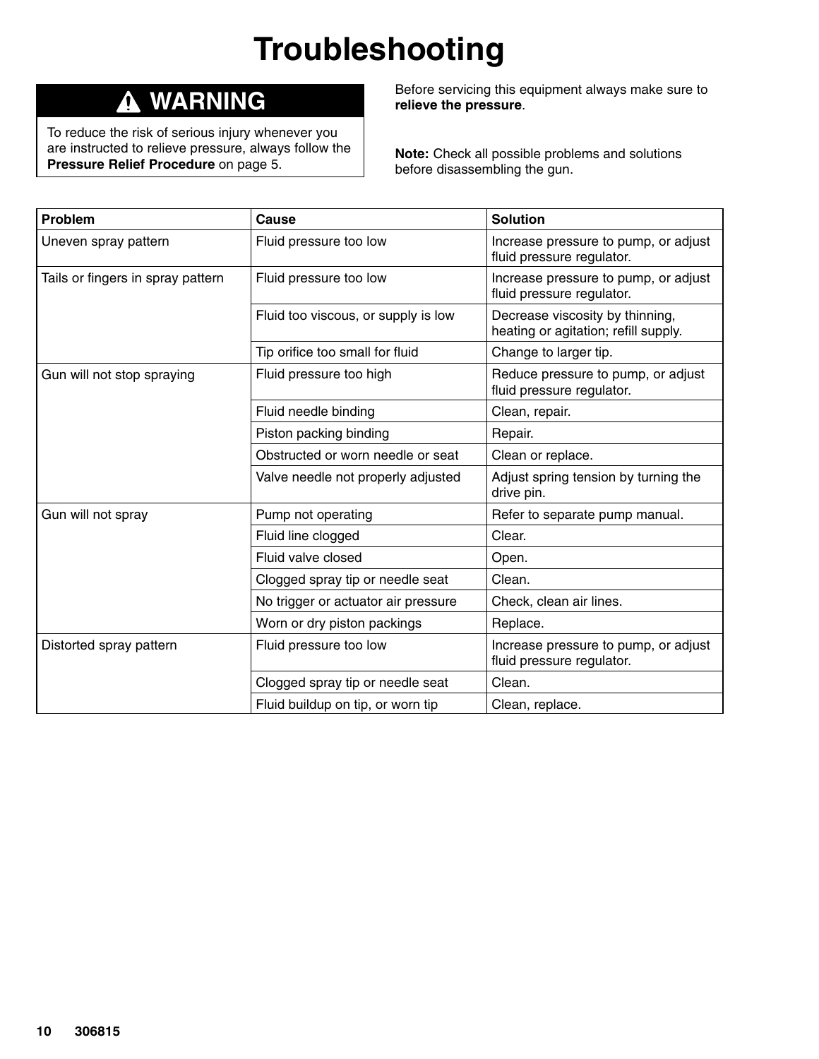# Troubleshooting

**⚠ WARNING**

To reduce the risk of serious injury whenever you are instructed to relieve pressure, always follow the **Pressure Relief Procedure** on page 5.

Before servicing this equipment always make sure to **relieve the pressure**.

**Note:** Check all possible problems and solutions before disassembling the gun.

| Problem | Cause | Solution |
|---|---|---|
| Uneven spray pattern | Fluid pressure too low | Increase pressure to pump, or adjust fluid pressure regulator. |
| Tails or fingers in spray pattern | Fluid pressure too low | Increase pressure to pump, or adjust fluid pressure regulator. |
| | Fluid too viscous, or supply is low | Decrease viscosity by thinning, heating or agitation; refill supply. |
| | Tip orifice too small for fluid | Change to larger tip. |
| Gun will not stop spraying | Fluid pressure too high | Reduce pressure to pump, or adjust fluid pressure regulator. |
| | Fluid needle binding | Clean, repair. |
| | Piston packing binding | Repair. |
| | Obstructed or worn needle or seat | Clean or replace. |
| | Valve needle not properly adjusted | Adjust spring tension by turning the drive pin. |
| Gun will not spray | Pump not operating | Refer to separate pump manual. |
| | Fluid line clogged | Clear. |
| | Fluid valve closed | Open. |
| | Clogged spray tip or needle seat | Clean. |
| | No trigger or actuator air pressure | Check, clean air lines. |
| | Worn or dry piston packings | Replace. |
| Distorted spray pattern | Fluid pressure too low | Increase pressure to pump, or adjust fluid pressure regulator. |
| | Clogged spray tip or needle seat | Clean. |
| | Fluid buildup on tip, or worn tip | Clean, replace. |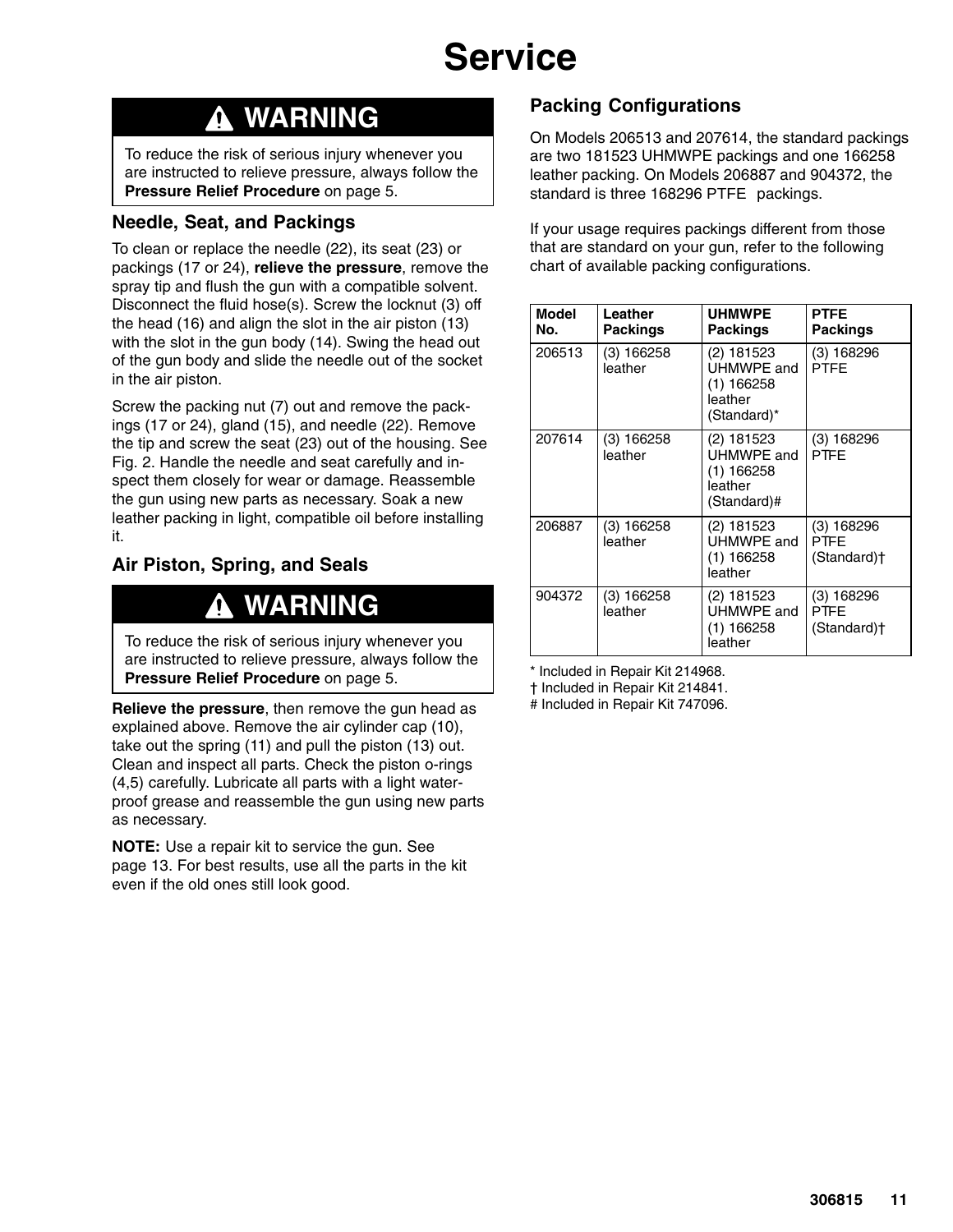# Service

## ⚠ WARNING

To reduce the risk of serious injury whenever you are instructed to relieve pressure, always follow the **Pressure Relief Procedure** on page 5.

### Needle, Seat, and Packings

To clean or replace the needle (22), its seat (23) or packings (17 or 24), **relieve the pressure**, remove the spray tip and flush the gun with a compatible solvent. Disconnect the fluid hose(s). Screw the locknut (3) off the head (16) and align the slot in the air piston (13) with the slot in the gun body (14). Swing the head out of the gun body and slide the needle out of the socket in the air piston.

Screw the packing nut (7) out and remove the packings (17 or 24), gland (15), and needle (22). Remove the tip and screw the seat (23) out of the housing. See Fig. 2. Handle the needle and seat carefully and inspect them closely for wear or damage. Reassemble the gun using new parts as necessary. Soak a new leather packing in light, compatible oil before installing it.

### Air Piston, Spring, and Seals

## ⚠ WARNING

To reduce the risk of serious injury whenever you are instructed to relieve pressure, always follow the **Pressure Relief Procedure** on page 5.

**Relieve the pressure**, then remove the gun head as explained above. Remove the air cylinder cap (10), take out the spring (11) and pull the piston (13) out. Clean and inspect all parts. Check the piston o-rings (4,5) carefully. Lubricate all parts with a light waterproof grease and reassemble the gun using new parts as necessary.

**NOTE:** Use a repair kit to service the gun. See page 13. For best results, use all the parts in the kit even if the old ones still look good.

### Packing Configurations

On Models 206513 and 207614, the standard packings are two 181523 UHMWPE packings and one 166258 leather packing. On Models 206887 and 904372, the standard is three 168296 PTFE packings.

If your usage requires packings different from those that are standard on your gun, refer to the following chart of available packing configurations.

| Model No. | Leather Packings | UHMWPE Packings | PTFE Packings |
|---|---|---|---|
| 206513 | (3) 166258 leather | (2) 181523 UHMWPE and (1) 166258 leather (Standard)* | (3) 168296 PTFE |
| 207614 | (3) 166258 leather | (2) 181523 UHMWPE and (1) 166258 leather (Standard)# | (3) 168296 PTFE |
| 206887 | (3) 166258 leather | (2) 181523 UHMWPE and (1) 166258 leather | (3) 168296 PTFE (Standard)† |
| 904372 | (3) 166258 leather | (2) 181523 UHMWPE and (1) 166258 leather | (3) 168296 PTFE (Standard)† |

* Included in Repair Kit 214968.
† Included in Repair Kit 214841.
# Included in Repair Kit 747096.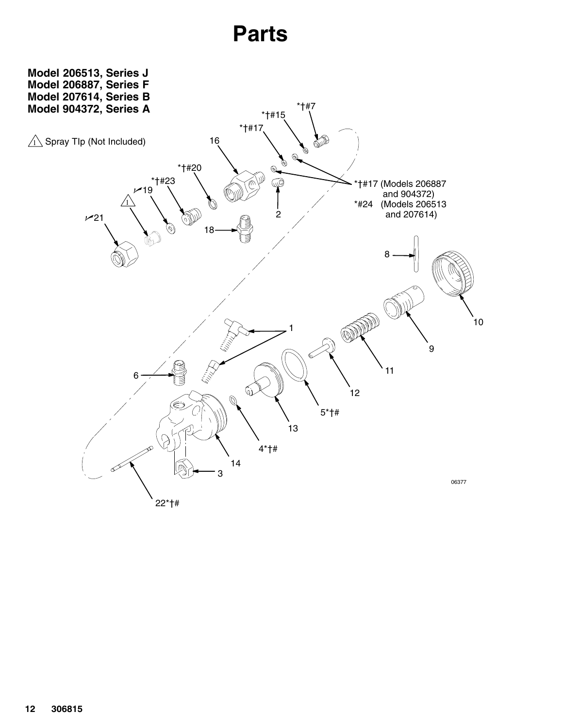# Parts

**Model 206513, Series J**
**Model 206887, Series F**
**Model 207614, Series B**
**Model 904372, Series A**

⚠ Spray TIp (Not Included)

*†#17 (Models 206887 and 904372)
*#24 (Models 206513 and 207614)

06377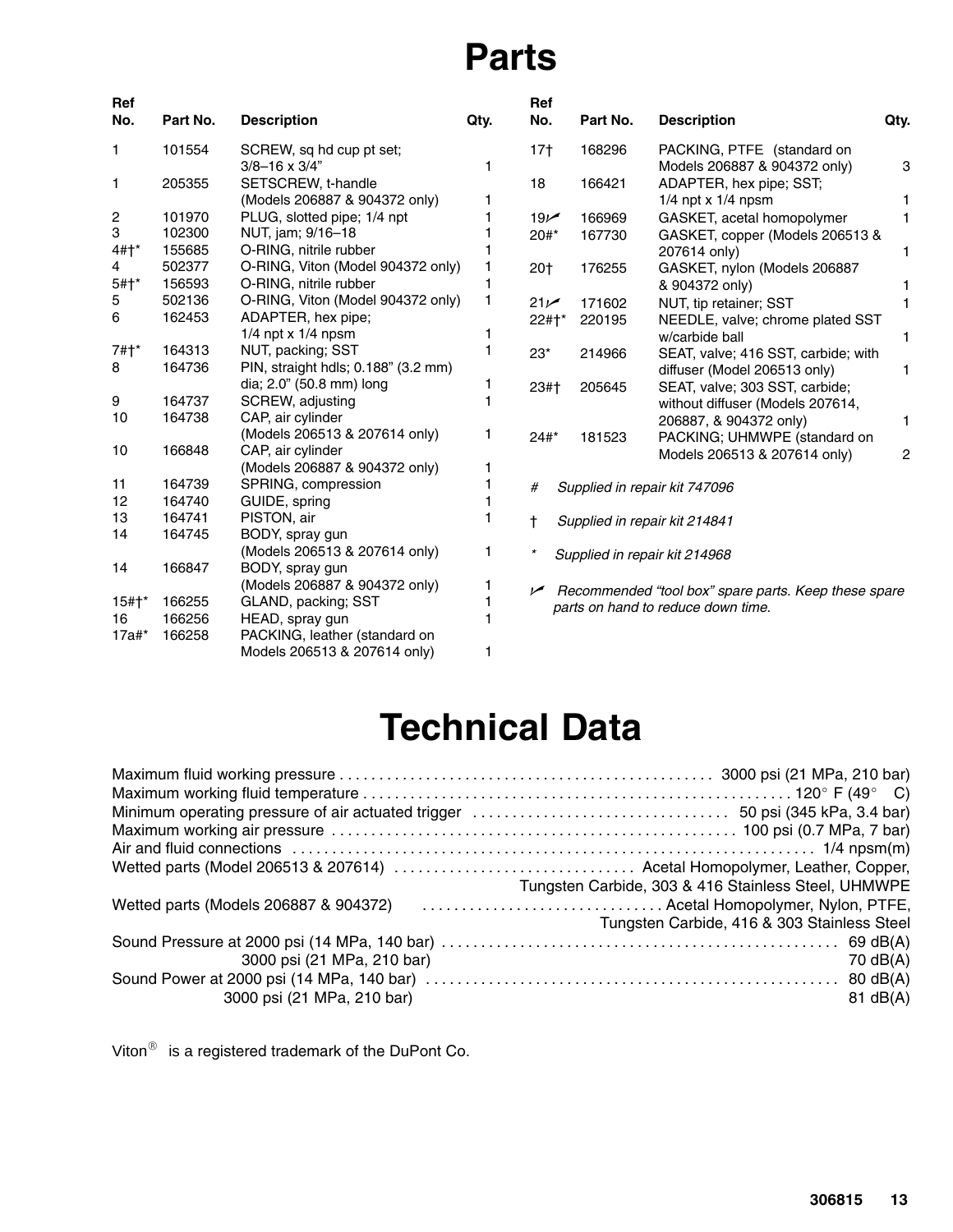# Parts

| Ref No. | Part No. | Description | Qty. |
|---|---|---|---|
| 1 | 101554 | SCREW, sq hd cup pt set; 3/8–16 x 3/4" | 1 |
| 1 | 205355 | SETSCREW, t-handle (Models 206887 & 904372 only) | 1 |
| 2 | 101970 | PLUG, slotted pipe; 1/4 npt | 1 |
| 3 | 102300 | NUT, jam; 9/16–18 | 1 |
| 4#†* | 155685 | O-RING, nitrile rubber | 1 |
| 4 | 502377 | O-RING, Viton (Model 904372 only) | 1 |
| 5#†* | 156593 | O-RING, nitrile rubber | 1 |
| 5 | 502136 | O-RING, Viton (Model 904372 only) | 1 |
| 6 | 162453 | ADAPTER, hex pipe; 1/4 npt x 1/4 npsm | 1 |
| 7#†* | 164313 | NUT, packing; SST | 1 |
| 8 | 164736 | PIN, straight hdls; 0.188" (3.2 mm) dia; 2.0" (50.8 mm) long | 1 |
| 9 | 164737 | SCREW, adjusting | 1 |
| 10 | 164738 | CAP, air cylinder (Models 206513 & 207614 only) | 1 |
| 10 | 166848 | CAP, air cylinder (Models 206887 & 904372 only) | 1 |
| 11 | 164739 | SPRING, compression | 1 |
| 12 | 164740 | GUIDE, spring | 1 |
| 13 | 164741 | PISTON, air | 1 |
| 14 | 164745 | BODY, spray gun (Models 206513 & 207614 only) | 1 |
| 14 | 166847 | BODY, spray gun (Models 206887 & 904372 only) | 1 |
| 15#†* | 166255 | GLAND, packing; SST | 1 |
| 16 | 166256 | HEAD, spray gun | 1 |
| 17a#* | 166258 | PACKING, leather (standard on Models 206513 & 207614 only) | 1 |
| 17† | 168296 | PACKING, PTFE (standard on Models 206887 & 904372 only) | 3 |
| 18 | 166421 | ADAPTER, hex pipe; SST; 1/4 npt x 1/4 npsm | 1 |
| 19✓ | 166969 | GASKET, acetal homopolymer | 1 |
| 20#* | 167730 | GASKET, copper (Models 206513 & 207614 only) | 1 |
| 20† | 176255 | GASKET, nylon (Models 206887 & 904372 only) | 1 |
| 21✓ | 171602 | NUT, tip retainer; SST | 1 |
| 22#†* | 220195 | NEEDLE, valve; chrome plated SST w/carbide ball | 1 |
| 23* | 214966 | SEAT, valve; 416 SST, carbide; with diffuser (Model 206513 only) | 1 |
| 23#† | 205645 | SEAT, valve; 303 SST, carbide; without diffuser (Models 207614, 206887, & 904372 only) | 1 |
| 24#* | 181523 | PACKING; UHMWPE (standard on Models 206513 & 207614 only) | 2 |

*# Supplied in repair kit 747096*

*† Supplied in repair kit 214841*

*\* Supplied in repair kit 214968*

*✓ Recommended "tool box" spare parts. Keep these spare parts on hand to reduce down time.*

# Technical Data

| | |
|---|---|
| Maximum fluid working pressure | 3000 psi (21 MPa, 210 bar) |
| Maximum working fluid temperature | 120° F (49° C) |
| Minimum operating pressure of air actuated trigger | 50 psi (345 kPa, 3.4 bar) |
| Maximum working air pressure | 100 psi (0.7 MPa, 7 bar) |
| Air and fluid connections | 1/4 npsm(m) |
| Wetted parts (Model 206513 & 207614) | Acetal Homopolymer, Leather, Copper, Tungsten Carbide, 303 & 416 Stainless Steel, UHMWPE |
| Wetted parts (Models 206887 & 904372) | Acetal Homopolymer, Nylon, PTFE, Tungsten Carbide, 416 & 303 Stainless Steel |
| Sound Pressure at 2000 psi (14 MPa, 140 bar) | 69 dB(A) |
| 3000 psi (21 MPa, 210 bar) | 70 dB(A) |
| Sound Power at 2000 psi (14 MPa, 140 bar) | 80 dB(A) |
| 3000 psi (21 MPa, 210 bar) | 81 dB(A) |

Viton® is a registered trademark of the DuPont Co.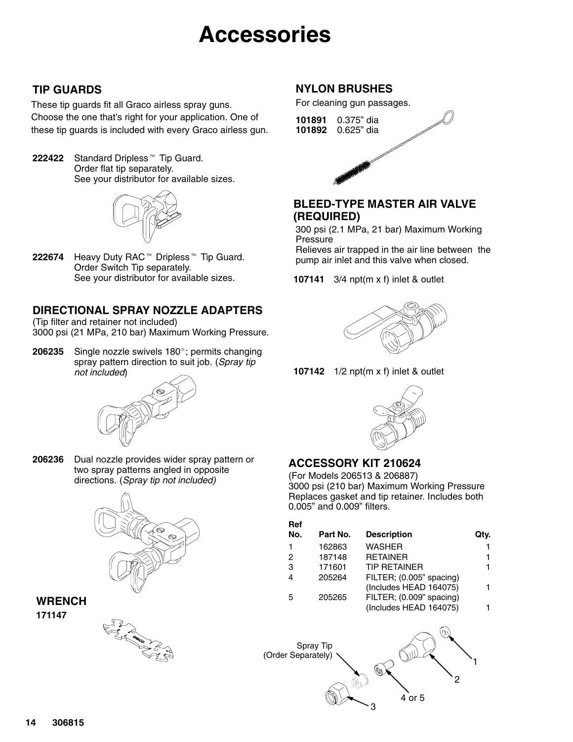# Accessories

## TIP GUARDS

These tip guards fit all Graco airless spray guns. Choose the one that's right for your application. One of these tip guards is included with every Graco airless gun.

**222422** Standard Dripless™ Tip Guard. Order flat tip separately. See your distributor for available sizes.

**222674** Heavy Duty RAC™ Dripless™ Tip Guard. Order Switch Tip separately. See your distributor for available sizes.

## DIRECTIONAL SPRAY NOZZLE ADAPTERS

(Tip filter and retainer not included)
3000 psi (21 MPa, 210 bar) Maximum Working Pressure.

**206235** Single nozzle swivels 180°; permits changing spray pattern direction to suit job. (*Spray tip not included*)

**206236** Dual nozzle provides wider spray pattern or two spray patterns angled in opposite directions. (*Spray tip not included)*

## WRENCH

**171147**

## NYLON BRUSHES

For cleaning gun passages.

**101891** 0.375" dia
**101892** 0.625" dia

## BLEED-TYPE MASTER AIR VALVE (REQUIRED)

300 psi (2.1 MPa, 21 bar) Maximum Working Pressure
Relieves air trapped in the air line between the pump air inlet and this valve when closed.

**107141** 3/4 npt(m x f) inlet & outlet

**107142** 1/2 npt(m x f) inlet & outlet

## ACCESSORY KIT 210624

(For Models 206513 & 206887)
3000 psi (210 bar) Maximum Working Pressure
Replaces gasket and tip retainer. Includes both 0.005" and 0.009" filters.

| Ref No. | Part No. | Description | Qty. |
|---|---|---|---|
| 1 | 162863 | WASHER | 1 |
| 2 | 187148 | RETAINER | 1 |
| 3 | 171601 | TIP RETAINER | 1 |
| 4 | 205264 | FILTER; (0.005" spacing) (Includes HEAD 164075) | 1 |
| 5 | 205265 | FILTER; (0.009" spacing) (Includes HEAD 164075) | 1 |

Spray Tip (Order Separately)

1
2
3
4 or 5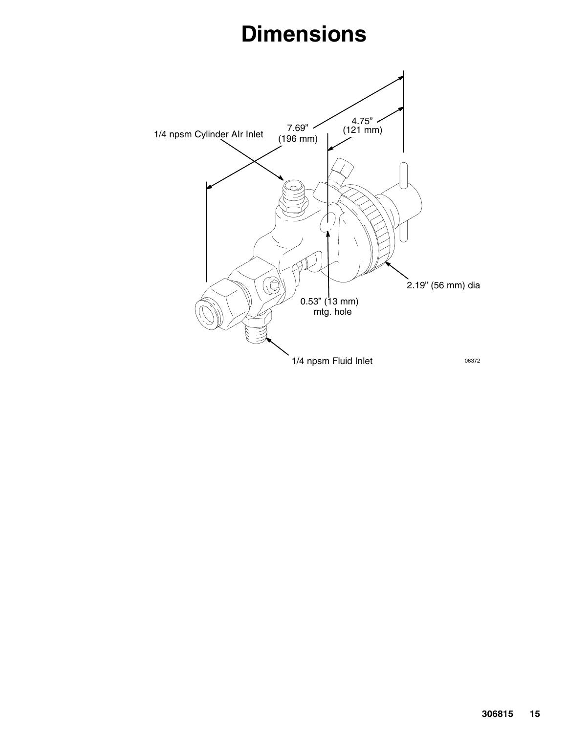# Dimensions

1/4 npsm Cylinder AIr Inlet

7.69” (196 mm)

4.75” (121 mm)

2.19” (56 mm) dia

0.53” (13 mm) mtg. hole

1/4 npsm Fluid Inlet

06372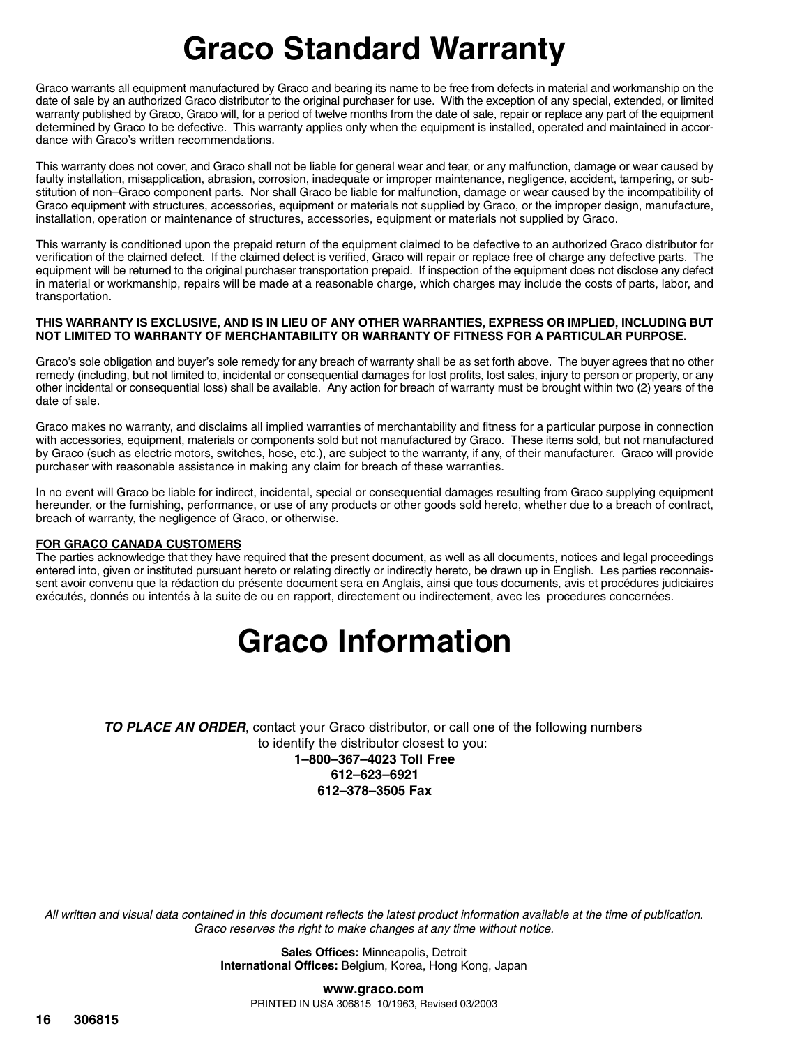# Graco Standard Warranty

Graco warrants all equipment manufactured by Graco and bearing its name to be free from defects in material and workmanship on the date of sale by an authorized Graco distributor to the original purchaser for use. With the exception of any special, extended, or limited warranty published by Graco, Graco will, for a period of twelve months from the date of sale, repair or replace any part of the equipment determined by Graco to be defective. This warranty applies only when the equipment is installed, operated and maintained in accordance with Graco's written recommendations.

This warranty does not cover, and Graco shall not be liable for general wear and tear, or any malfunction, damage or wear caused by faulty installation, misapplication, abrasion, corrosion, inadequate or improper maintenance, negligence, accident, tampering, or substitution of non–Graco component parts. Nor shall Graco be liable for malfunction, damage or wear caused by the incompatibility of Graco equipment with structures, accessories, equipment or materials not supplied by Graco, or the improper design, manufacture, installation, operation or maintenance of structures, accessories, equipment or materials not supplied by Graco.

This warranty is conditioned upon the prepaid return of the equipment claimed to be defective to an authorized Graco distributor for verification of the claimed defect. If the claimed defect is verified, Graco will repair or replace free of charge any defective parts. The equipment will be returned to the original purchaser transportation prepaid. If inspection of the equipment does not disclose any defect in material or workmanship, repairs will be made at a reasonable charge, which charges may include the costs of parts, labor, and transportation.

**THIS WARRANTY IS EXCLUSIVE, AND IS IN LIEU OF ANY OTHER WARRANTIES, EXPRESS OR IMPLIED, INCLUDING BUT NOT LIMITED TO WARRANTY OF MERCHANTABILITY OR WARRANTY OF FITNESS FOR A PARTICULAR PURPOSE.**

Graco's sole obligation and buyer's sole remedy for any breach of warranty shall be as set forth above. The buyer agrees that no other remedy (including, but not limited to, incidental or consequential damages for lost profits, lost sales, injury to person or property, or any other incidental or consequential loss) shall be available. Any action for breach of warranty must be brought within two (2) years of the date of sale.

Graco makes no warranty, and disclaims all implied warranties of merchantability and fitness for a particular purpose in connection with accessories, equipment, materials or components sold but not manufactured by Graco. These items sold, but not manufactured by Graco (such as electric motors, switches, hose, etc.), are subject to the warranty, if any, of their manufacturer. Graco will provide purchaser with reasonable assistance in making any claim for breach of these warranties.

In no event will Graco be liable for indirect, incidental, special or consequential damages resulting from Graco supplying equipment hereunder, or the furnishing, performance, or use of any products or other goods sold hereto, whether due to a breach of contract, breach of warranty, the negligence of Graco, or otherwise.

**FOR GRACO CANADA CUSTOMERS**

The parties acknowledge that they have required that the present document, as well as all documents, notices and legal proceedings entered into, given or instituted pursuant hereto or relating directly or indirectly hereto, be drawn up in English. Les parties reconnaissent avoir convenu que la rédaction du présente document sera en Anglais, ainsi que tous documents, avis et procédures judiciaires exécutés, donnés ou intentés à la suite de ou en rapport, directement ou indirectement, avec les procedures concernées.

# Graco Information

***TO PLACE AN ORDER***, contact your Graco distributor, or call one of the following numbers to identify the distributor closest to you:

**1–800–367–4023 Toll Free**
**612–623–6921**
**612–378–3505 Fax**

*All written and visual data contained in this document reflects the latest product information available at the time of publication. Graco reserves the right to make changes at any time without notice.*

**Sales Offices:** Minneapolis, Detroit
**International Offices:** Belgium, Korea, Hong Kong, Japan

**www.graco.com**

PRINTED IN USA 306815 10/1963, Revised 03/2003